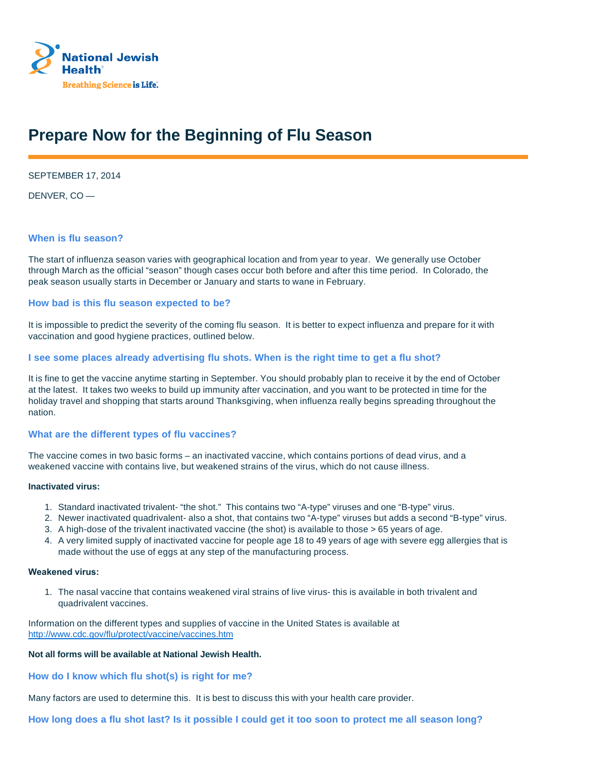National Jewish Health

Breathing Science is Life.

# Prepare Now for the Beginning of Flu Season

SEPTEMBER 17, 2014

DENVER, CO —

### When is flu season?

The start of influenza season varies with geographical location and from year to year. We generally use October through March as the official “season” though cases occur both before and after this time period. In Colorado, the peak season usually starts in December or January and starts to wane in February.

### How bad is this flu season expected to be?

It is impossible to predict the severity of the coming flu season. It is better to expect influenza and prepare for it with vaccination and good hygiene practices, outlined below.

### I see some places already advertising flu shots. When is the right time to get a flu shot?

It is fine to get the vaccine anytime starting in September. You should probably plan to receive it by the end of October at the latest. It takes two weeks to build up immunity after vaccination, and you want to be protected in time for the holiday travel and shopping that starts around Thanksgiving, when influenza really begins spreading throughout the nation.

### What are the different types of flu vaccines?

The vaccine comes in two basic forms – an inactivated vaccine, which contains portions of dead virus, and a weakened vaccine with contains live, but weakened strains of the virus, which do not cause illness.

**Inactivated virus:**

1. Standard inactivated trivalent- “the shot.” This contains two “A-type” viruses and one “B-type” virus.
2. Newer inactivated quadrivalent- also a shot, that contains two “A-type” viruses but adds a second “B-type” virus.
3. A high-dose of the trivalent inactivated vaccine (the shot) is available to those > 65 years of age.
4. A very limited supply of inactivated vaccine for people age 18 to 49 years of age with severe egg allergies that is made without the use of eggs at any step of the manufacturing process.

**Weakened virus:**

1. The nasal vaccine that contains weakened viral strains of live virus- this is available in both trivalent and quadrivalent vaccines.

Information on the different types and supplies of vaccine in the United States is available at http://www.cdc.gov/flu/protect/vaccine/vaccines.htm

**Not all forms will be available at National Jewish Health.**

### How do I know which flu shot(s) is right for me?

Many factors are used to determine this. It is best to discuss this with your health care provider.

### How long does a flu shot last? Is it possible I could get it too soon to protect me all season long?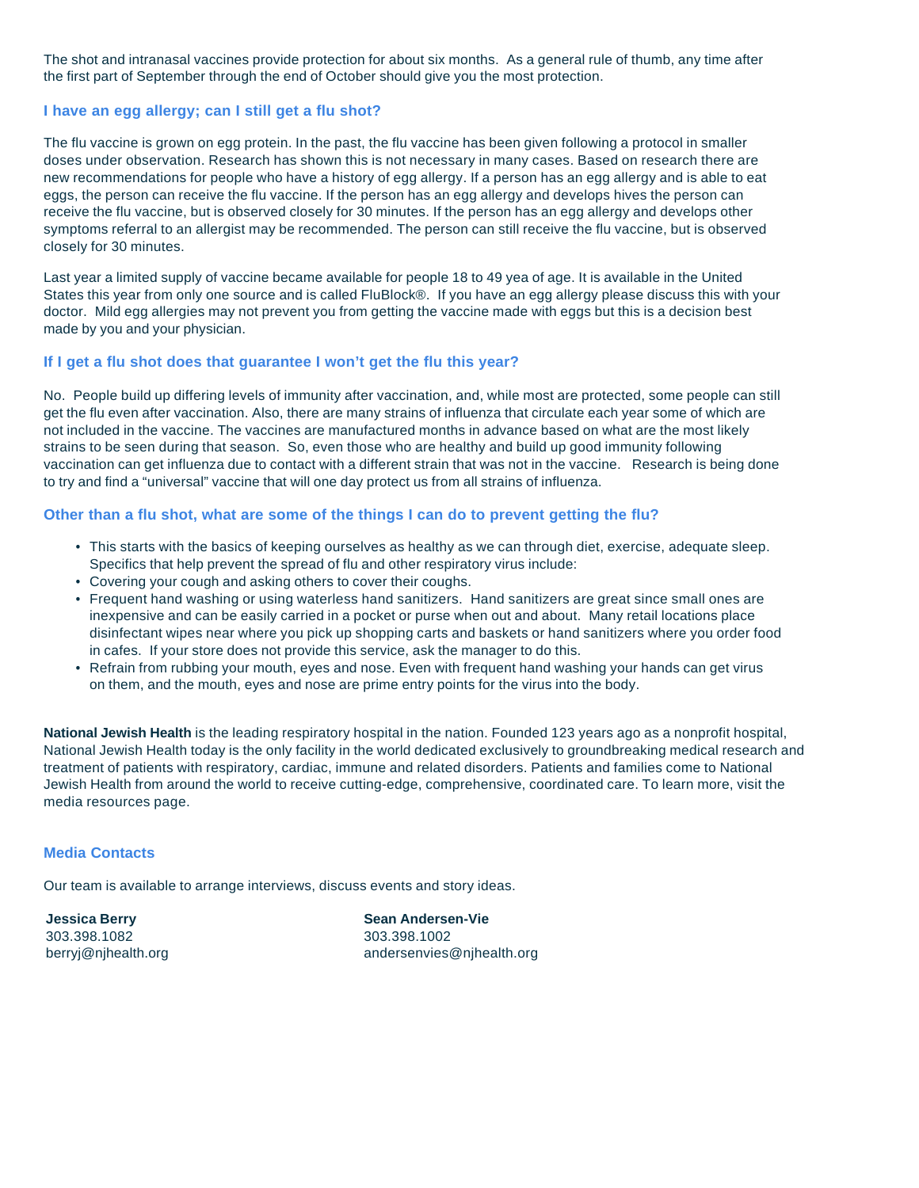The shot and intranasal vaccines provide protection for about six months. As a general rule of thumb, any time after the first part of September through the end of October should give you the most protection.

### I have an egg allergy; can I still get a flu shot?

The flu vaccine is grown on egg protein. In the past, the flu vaccine has been given following a protocol in smaller doses under observation. Research has shown this is not necessary in many cases. Based on research there are new recommendations for people who have a history of egg allergy. If a person has an egg allergy and is able to eat eggs, the person can receive the flu vaccine. If the person has an egg allergy and develops hives the person can receive the flu vaccine, but is observed closely for 30 minutes. If the person has an egg allergy and develops other symptoms referral to an allergist may be recommended. The person can still receive the flu vaccine, but is observed closely for 30 minutes.

Last year a limited supply of vaccine became available for people 18 to 49 yea of age. It is available in the United States this year from only one source and is called FluBlock®. If you have an egg allergy please discuss this with your doctor. Mild egg allergies may not prevent you from getting the vaccine made with eggs but this is a decision best made by you and your physician.

### If I get a flu shot does that guarantee I won't get the flu this year?

No. People build up differing levels of immunity after vaccination, and, while most are protected, some people can still get the flu even after vaccination. Also, there are many strains of influenza that circulate each year some of which are not included in the vaccine. The vaccines are manufactured months in advance based on what are the most likely strains to be seen during that season. So, even those who are healthy and build up good immunity following vaccination can get influenza due to contact with a different strain that was not in the vaccine. Research is being done to try and find a "universal" vaccine that will one day protect us from all strains of influenza.

### Other than a flu shot, what are some of the things I can do to prevent getting the flu?

- This starts with the basics of keeping ourselves as healthy as we can through diet, exercise, adequate sleep. Specifics that help prevent the spread of flu and other respiratory virus include:
- Covering your cough and asking others to cover their coughs.
- Frequent hand washing or using waterless hand sanitizers. Hand sanitizers are great since small ones are inexpensive and can be easily carried in a pocket or purse when out and about. Many retail locations place disinfectant wipes near where you pick up shopping carts and baskets or hand sanitizers where you order food in cafes. If your store does not provide this service, ask the manager to do this.
- Refrain from rubbing your mouth, eyes and nose. Even with frequent hand washing your hands can get virus on them, and the mouth, eyes and nose are prime entry points for the virus into the body.

**National Jewish Health** is the leading respiratory hospital in the nation. Founded 123 years ago as a nonprofit hospital, National Jewish Health today is the only facility in the world dedicated exclusively to groundbreaking medical research and treatment of patients with respiratory, cardiac, immune and related disorders. Patients and families come to National Jewish Health from around the world to receive cutting-edge, comprehensive, coordinated care. To learn more, visit the media resources page.

### Media Contacts

Our team is available to arrange interviews, discuss events and story ideas.

**Jessica Berry**
303.398.1082
berryj@njhealth.org

**Sean Andersen-Vie**
303.398.1002
andersenvies@njhealth.org